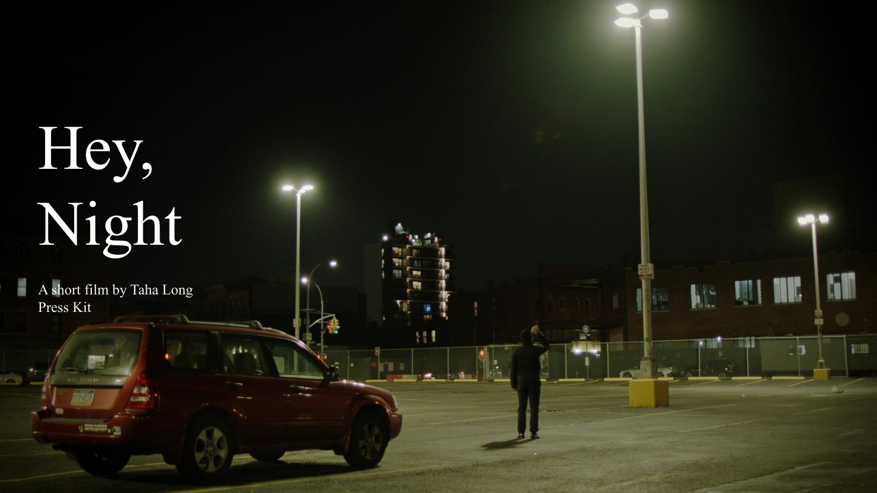# Hey, Night

A short film by Taha Long
Press Kit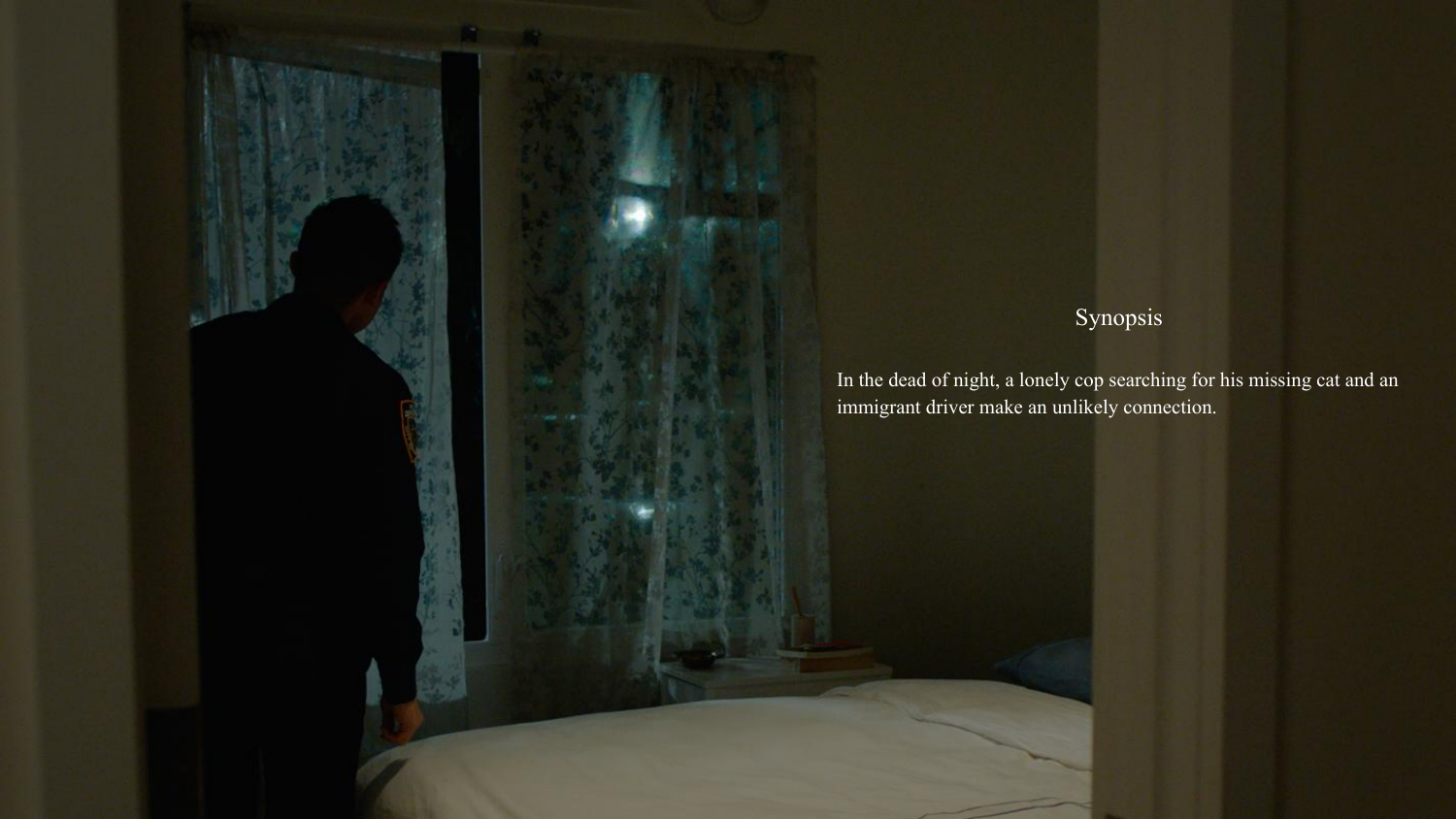## Synopsis

In the dead of night, a lonely cop searching for his missing cat and an immigrant driver make an unlikely connection.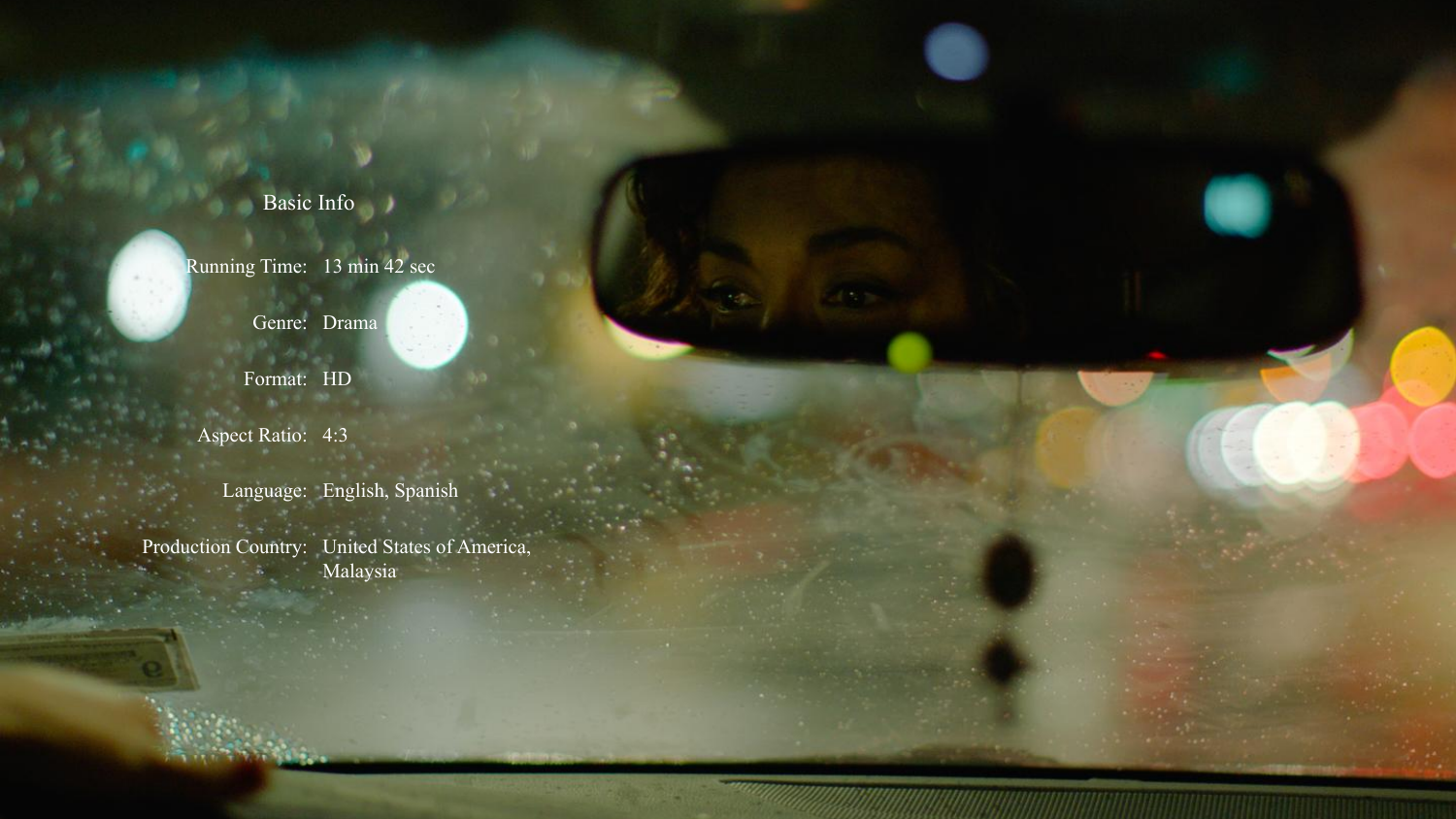## Basic Info

| | |
|---|---|
| Running Time: | 13 min 42 sec |
| Genre: | Drama |
| Format: | HD |
| Aspect Ratio: | 4:3 |
| Language: | English, Spanish |
| Production Country: | United States of America, Malaysia |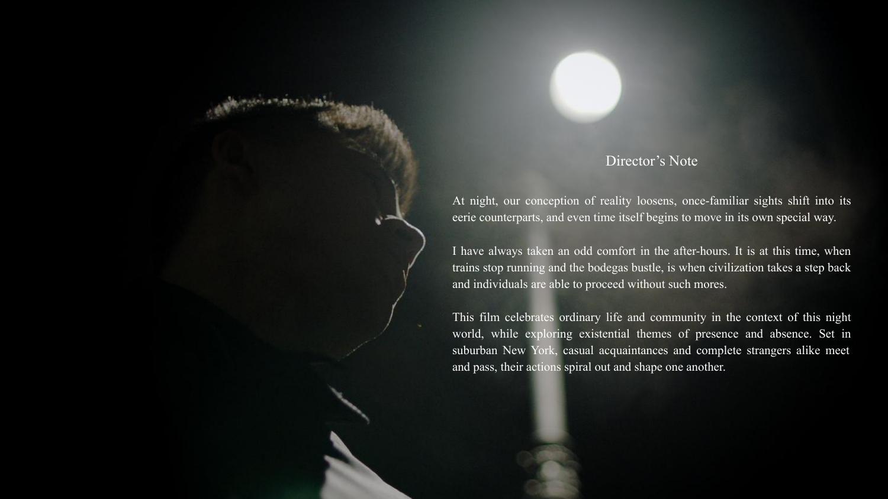## Director's Note

At night, our conception of reality loosens, once-familiar sights shift into its eerie counterparts, and even time itself begins to move in its own special way.

I have always taken an odd comfort in the after-hours. It is at this time, when trains stop running and the bodegas bustle, is when civilization takes a step back and individuals are able to proceed without such mores.

This film celebrates ordinary life and community in the context of this night world, while exploring existential themes of presence and absence. Set in suburban New York, casual acquaintances and complete strangers alike meet and pass, their actions spiral out and shape one another.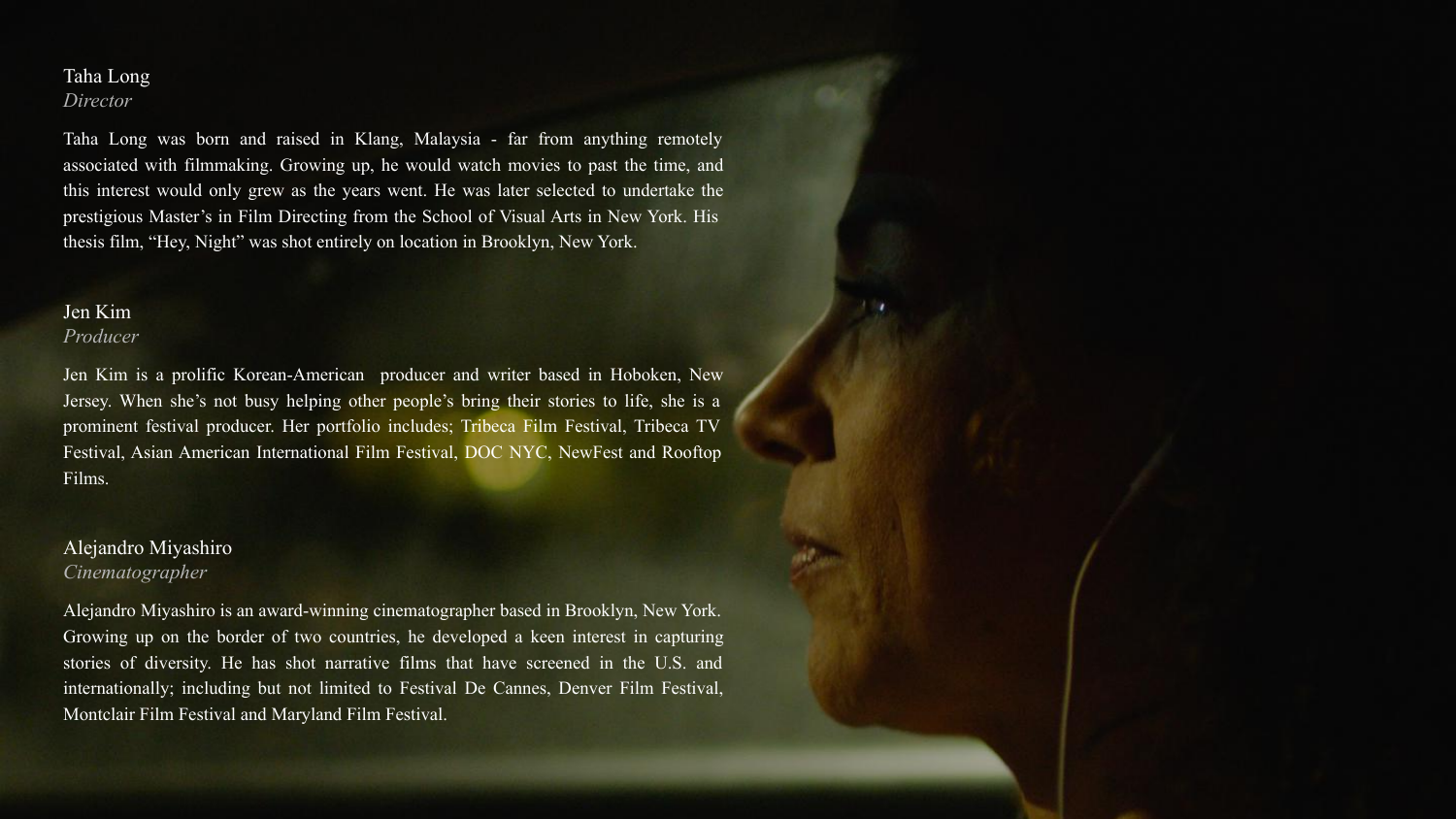Taha Long
*Director*

Taha Long was born and raised in Klang, Malaysia - far from anything remotely associated with filmmaking. Growing up, he would watch movies to past the time, and this interest would only grew as the years went. He was later selected to undertake the prestigious Master's in Film Directing from the School of Visual Arts in New York. His thesis film, "Hey, Night" was shot entirely on location in Brooklyn, New York.

Jen Kim
*Producer*

Jen Kim is a prolific Korean-American producer and writer based in Hoboken, New Jersey. When she's not busy helping other people's bring their stories to life, she is a prominent festival producer. Her portfolio includes; Tribeca Film Festival, Tribeca TV Festival, Asian American International Film Festival, DOC NYC, NewFest and Rooftop Films.

Alejandro Miyashiro
*Cinematographer*

Alejandro Miyashiro is an award-winning cinematographer based in Brooklyn, New York. Growing up on the border of two countries, he developed a keen interest in capturing stories of diversity. He has shot narrative films that have screened in the U.S. and internationally; including but not limited to Festival De Cannes, Denver Film Festival, Montclair Film Festival and Maryland Film Festival.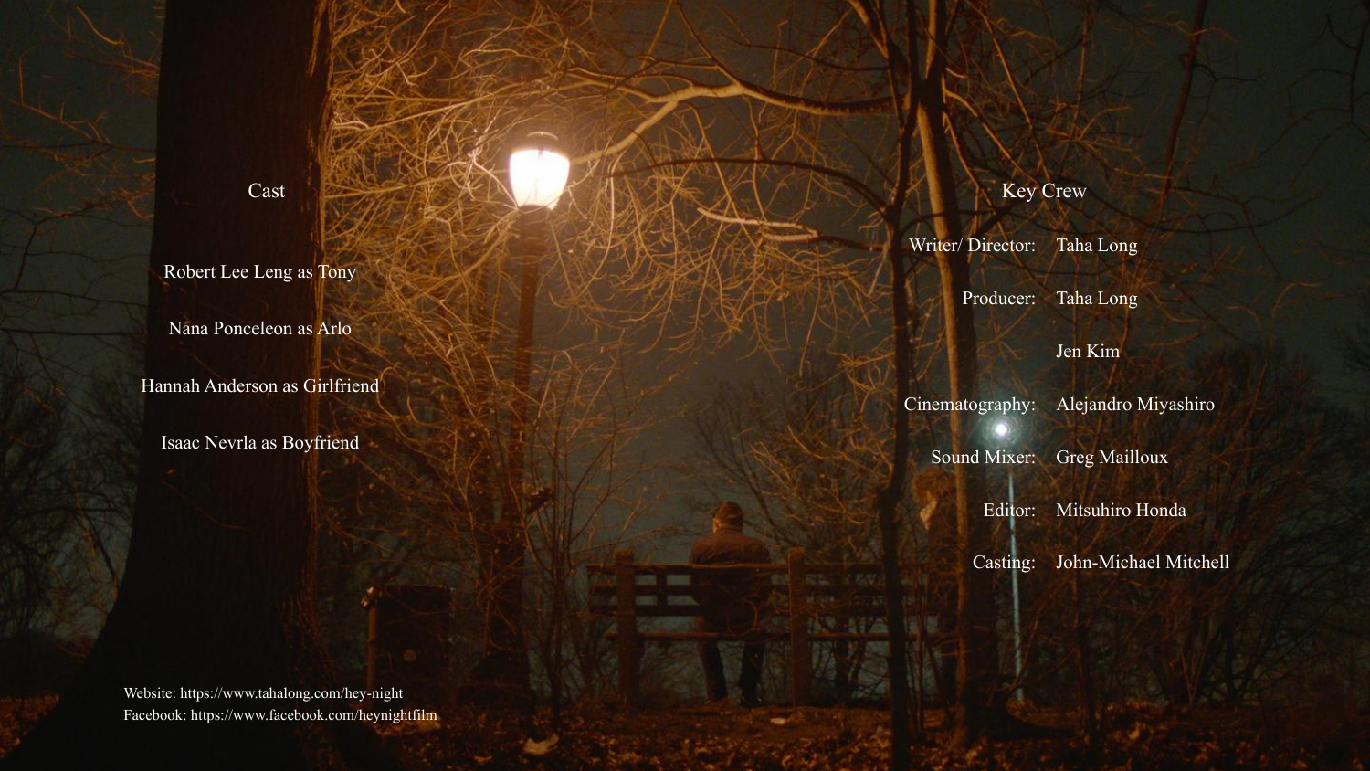## Cast

Robert Lee Leng as Tony

Nana Ponceleon as Arlo

Hannah Anderson as Girlfriend

Isaac Nevrla as Boyfriend

## Key Crew

| | |
|---|---|
| Writer/ Director: | Taha Long |
| Producer: | Taha Long |
| | Jen Kim |
| Cinematography: | Alejandro Miyashiro |
| Sound Mixer: | Greg Mailloux |
| Editor: | Mitsuhiro Honda |
| Casting: | John-Michael Mitchell |

Website: https://www.tahalong.com/hey-night
Facebook: https://www.facebook.com/heynightfilm